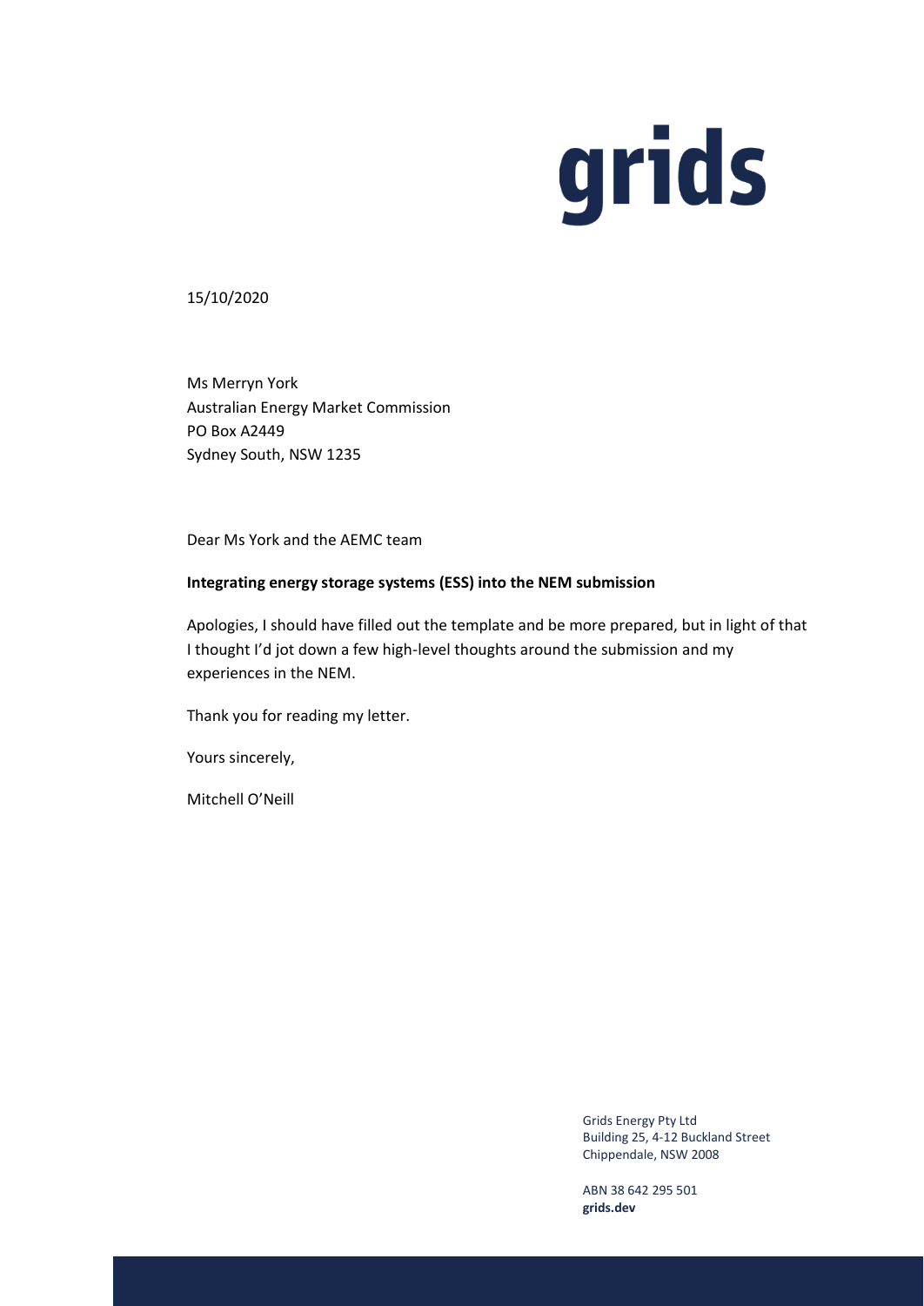grids

15/10/2020

Ms Merryn York
Australian Energy Market Commission
PO Box A2449
Sydney South, NSW 1235

Dear Ms York and the AEMC team

**Integrating energy storage systems (ESS) into the NEM submission**

Apologies, I should have filled out the template and be more prepared, but in light of that I thought I'd jot down a few high-level thoughts around the submission and my experiences in the NEM.

Thank you for reading my letter.

Yours sincerely,

Mitchell O'Neill

Grids Energy Pty Ltd
Building 25, 4-12 Buckland Street
Chippendale, NSW 2008

ABN 38 642 295 501
**grids.dev**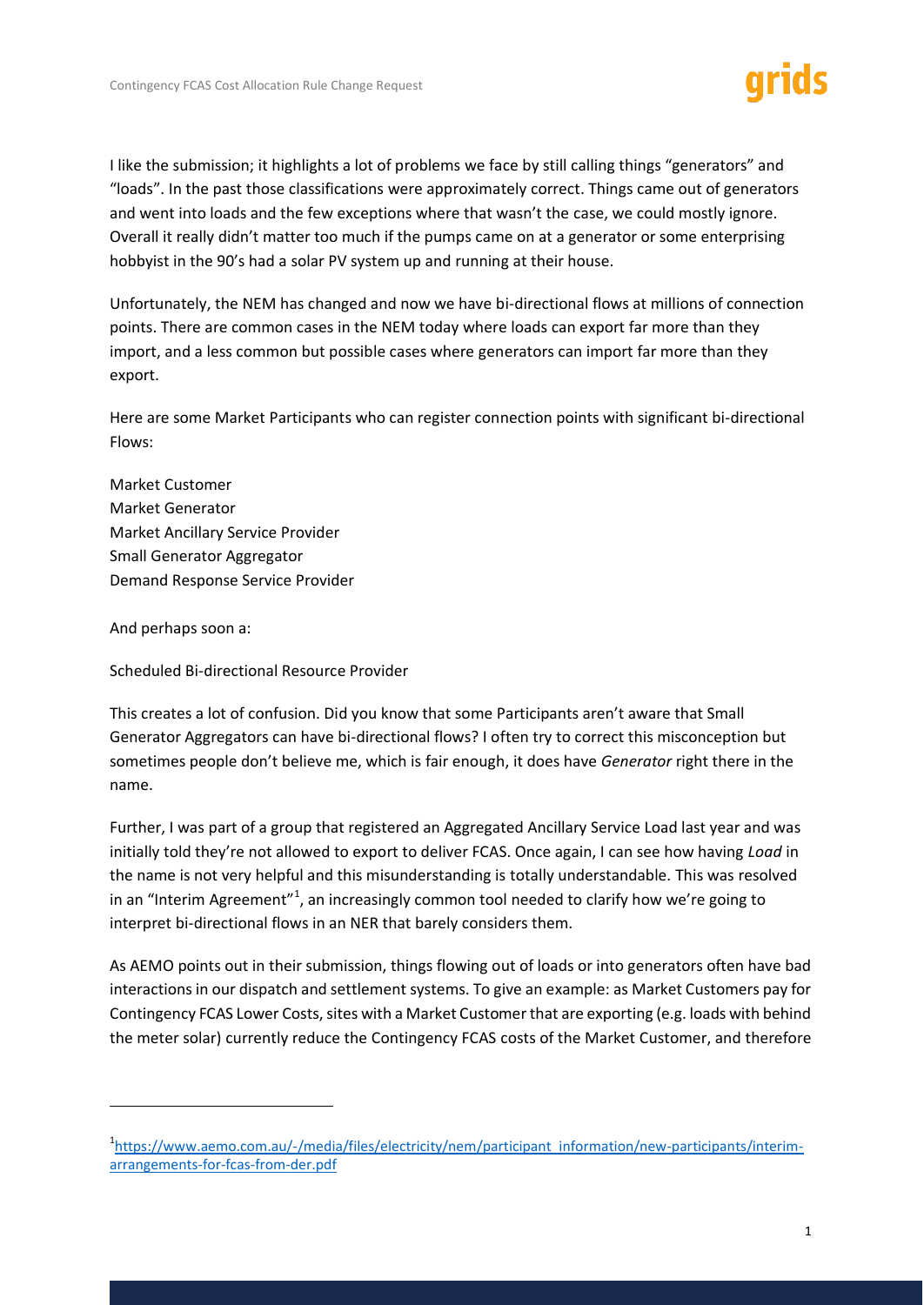I like the submission; it highlights a lot of problems we face by still calling things "generators" and "loads". In the past those classifications were approximately correct. Things came out of generators and went into loads and the few exceptions where that wasn't the case, we could mostly ignore. Overall it really didn't matter too much if the pumps came on at a generator or some enterprising hobbyist in the 90's had a solar PV system up and running at their house.

Unfortunately, the NEM has changed and now we have bi-directional flows at millions of connection points. There are common cases in the NEM today where loads can export far more than they import, and a less common but possible cases where generators can import far more than they export.

Here are some Market Participants who can register connection points with significant bi-directional Flows:

Market Customer
Market Generator
Market Ancillary Service Provider
Small Generator Aggregator
Demand Response Service Provider

And perhaps soon a:

Scheduled Bi-directional Resource Provider

This creates a lot of confusion. Did you know that some Participants aren't aware that Small Generator Aggregators can have bi-directional flows? I often try to correct this misconception but sometimes people don't believe me, which is fair enough, it does have *Generator* right there in the name.

Further, I was part of a group that registered an Aggregated Ancillary Service Load last year and was initially told they're not allowed to export to deliver FCAS. Once again, I can see how having *Load* in the name is not very helpful and this misunderstanding is totally understandable. This was resolved in an "Interim Agreement"[1], an increasingly common tool needed to clarify how we're going to interpret bi-directional flows in an NER that barely considers them.

As AEMO points out in their submission, things flowing out of loads or into generators often have bad interactions in our dispatch and settlement systems. To give an example: as Market Customers pay for Contingency FCAS Lower Costs, sites with a Market Customer that are exporting (e.g. loads with behind the meter solar) currently reduce the Contingency FCAS costs of the Market Customer, and therefore

[1] https://www.aemo.com.au/-/media/files/electricity/nem/participant_information/new-participants/interim-arrangements-for-fcas-from-der.pdf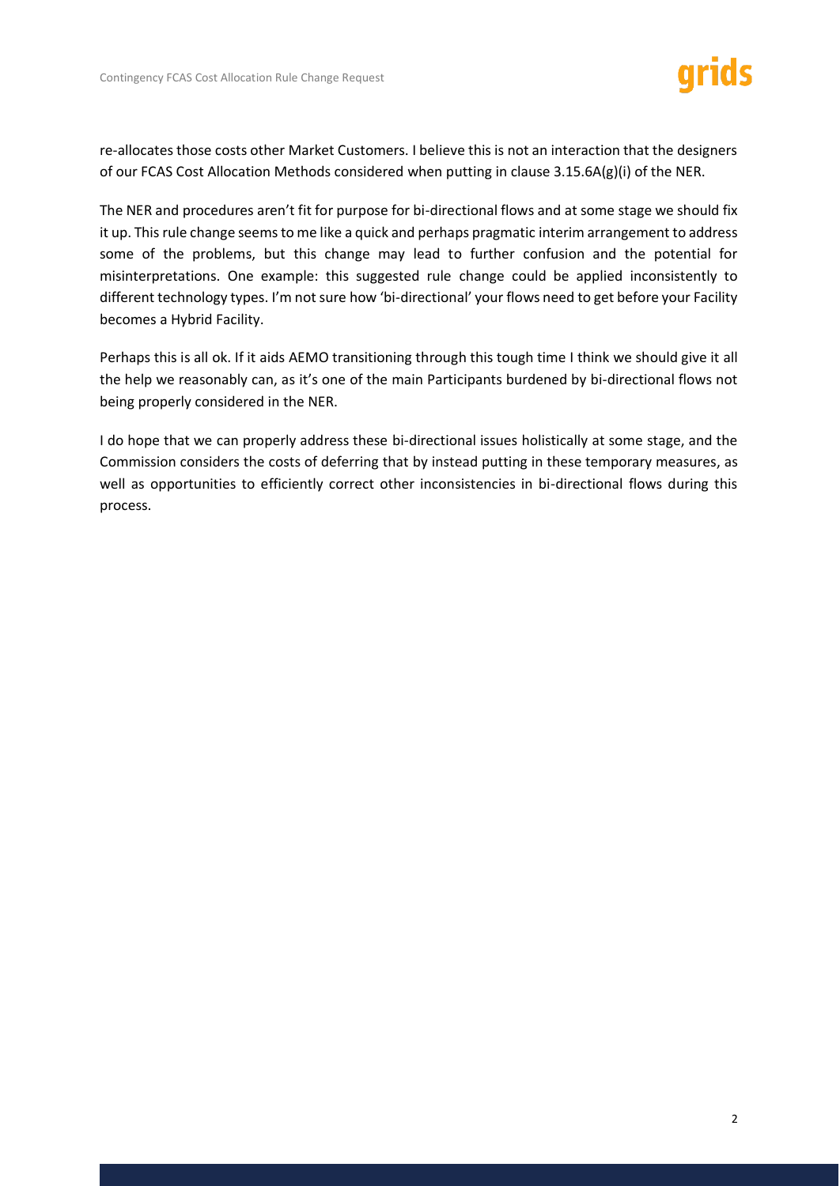re-allocates those costs other Market Customers. I believe this is not an interaction that the designers of our FCAS Cost Allocation Methods considered when putting in clause 3.15.6A(g)(i) of the NER.

The NER and procedures aren't fit for purpose for bi-directional flows and at some stage we should fix it up. This rule change seems to me like a quick and perhaps pragmatic interim arrangement to address some of the problems, but this change may lead to further confusion and the potential for misinterpretations. One example: this suggested rule change could be applied inconsistently to different technology types. I'm not sure how 'bi-directional' your flows need to get before your Facility becomes a Hybrid Facility.

Perhaps this is all ok. If it aids AEMO transitioning through this tough time I think we should give it all the help we reasonably can, as it's one of the main Participants burdened by bi-directional flows not being properly considered in the NER.

I do hope that we can properly address these bi-directional issues holistically at some stage, and the Commission considers the costs of deferring that by instead putting in these temporary measures, as well as opportunities to efficiently correct other inconsistencies in bi-directional flows during this process.